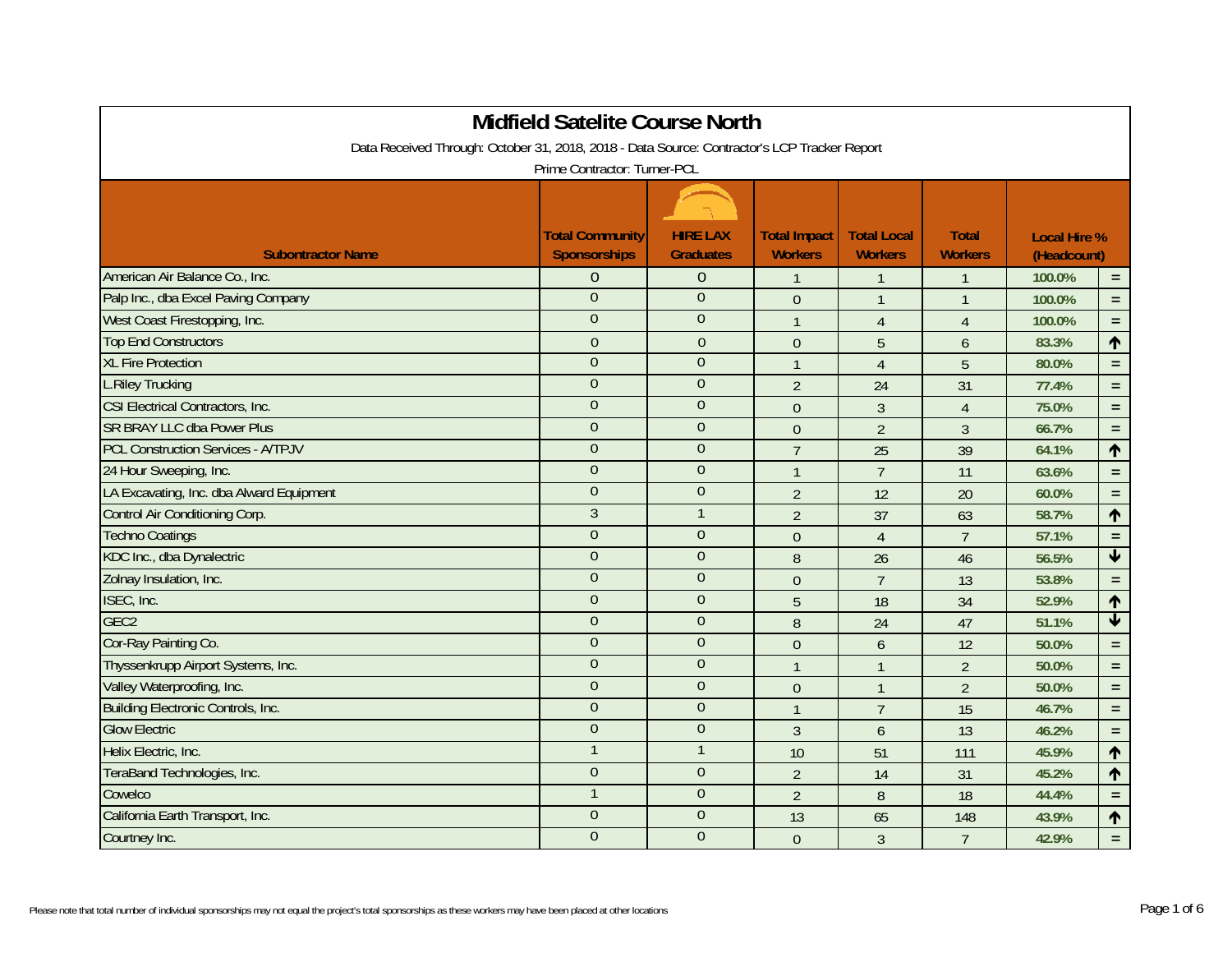# Midfield Satelite Course North

Data Received Through: October 31, 2018, 2018 - Data Source: Contractor's LCP Tracker Report

Prime Contractor: Turner-PCL

| Subontractor Name | Total Community Sponsorships | HIRE LAX Graduates | Total Impact Workers | Total Local Workers | Total Workers | Local Hire % (Headcount) | |
|---|---|---|---|---|---|---|---|
| American Air Balance Co., Inc. | 0 | 0 | 1 | 1 | 1 | 100.0% | = |
| Palp Inc., dba Excel Paving Company | 0 | 0 | 0 | 1 | 1 | 100.0% | = |
| West Coast Firestopping, Inc. | 0 | 0 | 1 | 4 | 4 | 100.0% | = |
| Top End Constructors | 0 | 0 | 0 | 5 | 6 | 83.3% | ↑ |
| XL Fire Protection | 0 | 0 | 1 | 4 | 5 | 80.0% | = |
| L.Riley Trucking | 0 | 0 | 2 | 24 | 31 | 77.4% | = |
| CSI Electrical Contractors, Inc. | 0 | 0 | 0 | 3 | 4 | 75.0% | = |
| SR BRAY LLC dba Power Plus | 0 | 0 | 0 | 2 | 3 | 66.7% | = |
| PCL Construction Services - A/TPJV | 0 | 0 | 7 | 25 | 39 | 64.1% | ↑ |
| 24 Hour Sweeping, Inc. | 0 | 0 | 1 | 7 | 11 | 63.6% | = |
| LA Excavating, Inc. dba Alward Equipment | 0 | 0 | 2 | 12 | 20 | 60.0% | = |
| Control Air Conditioning Corp. | 3 | 1 | 2 | 37 | 63 | 58.7% | ↑ |
| Techno Coatings | 0 | 0 | 0 | 4 | 7 | 57.1% | = |
| KDC Inc., dba Dynalectric | 0 | 0 | 8 | 26 | 46 | 56.5% | ↓ |
| Zolnay Insulation, Inc. | 0 | 0 | 0 | 7 | 13 | 53.8% | = |
| ISEC, Inc. | 0 | 0 | 5 | 18 | 34 | 52.9% | ↑ |
| GEC2 | 0 | 0 | 8 | 24 | 47 | 51.1% | ↓ |
| Cor-Ray Painting Co. | 0 | 0 | 0 | 6 | 12 | 50.0% | = |
| Thyssenkrupp Airport Systems, Inc. | 0 | 0 | 1 | 1 | 2 | 50.0% | = |
| Valley Waterproofing, Inc. | 0 | 0 | 0 | 1 | 2 | 50.0% | = |
| Building Electronic Controls, Inc. | 0 | 0 | 1 | 7 | 15 | 46.7% | = |
| Glow Electric | 0 | 0 | 3 | 6 | 13 | 46.2% | = |
| Helix Electric, Inc. | 1 | 1 | 10 | 51 | 111 | 45.9% | ↑ |
| TeraBand Technologies, Inc. | 0 | 0 | 2 | 14 | 31 | 45.2% | ↑ |
| Cowelco | 1 | 0 | 2 | 8 | 18 | 44.4% | = |
| California Earth Transport, Inc. | 0 | 0 | 13 | 65 | 148 | 43.9% | ↑ |
| Courtney Inc. | 0 | 0 | 0 | 3 | 7 | 42.9% | = |

Please note that total number of individual sponsorships may not equal the project's total sponsorships as these workers may have been placed at other locations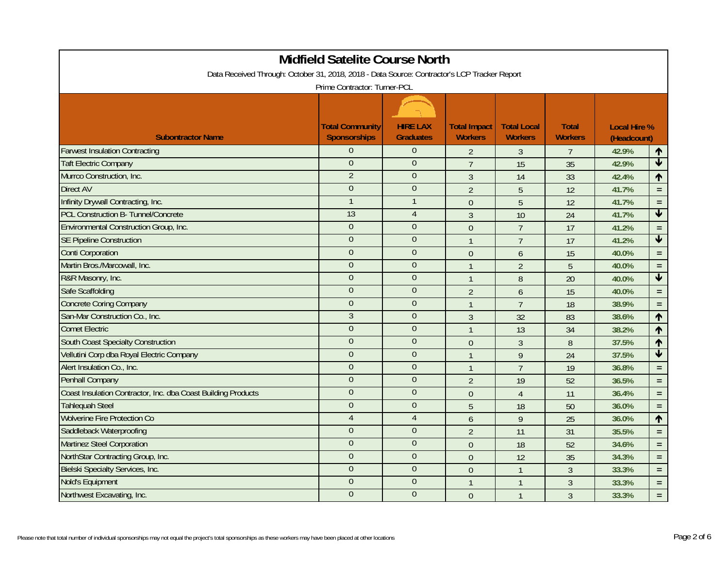# Midfield Satelite Course North

Data Received Through: October 31, 2018, 2018 - Data Source: Contractor's LCP Tracker Report

Prime Contractor: Turner-PCL

| Subontractor Name | Total Community Sponsorships | HIRE LAX Graduates | Total Impact Workers | Total Local Workers | Total Workers | Local Hire % (Headcount) | |
|---|---|---|---|---|---|---|---|
| Farwest Insulation Contracting | 0 | 0 | 2 | 3 | 7 | 42.9% | ↑ |
| Taft Electric Company | 0 | 0 | 7 | 15 | 35 | 42.9% | ↓ |
| Murrco Construction, Inc. | 2 | 0 | 3 | 14 | 33 | 42.4% | ↑ |
| Direct AV | 0 | 0 | 2 | 5 | 12 | 41.7% | = |
| Infinity Drywall Contracting, Inc. | 1 | 1 | 0 | 5 | 12 | 41.7% | = |
| PCL Construction B- Tunnel/Concrete | 13 | 4 | 3 | 10 | 24 | 41.7% | ↓ |
| Environmental Construction Group, Inc. | 0 | 0 | 0 | 7 | 17 | 41.2% | = |
| SE Pipeline Construction | 0 | 0 | 1 | 7 | 17 | 41.2% | ↓ |
| Conti Corporation | 0 | 0 | 0 | 6 | 15 | 40.0% | = |
| Martin Bros./Marcowall, Inc. | 0 | 0 | 1 | 2 | 5 | 40.0% | = |
| R&R Masonry, Inc. | 0 | 0 | 1 | 8 | 20 | 40.0% | ↓ |
| Safe Scaffolding | 0 | 0 | 2 | 6 | 15 | 40.0% | = |
| Concrete Coring Company | 0 | 0 | 1 | 7 | 18 | 38.9% | = |
| San-Mar Construction Co., Inc. | 3 | 0 | 3 | 32 | 83 | 38.6% | ↑ |
| Comet Electric | 0 | 0 | 1 | 13 | 34 | 38.2% | ↑ |
| South Coast Specialty Construction | 0 | 0 | 0 | 3 | 8 | 37.5% | ↑ |
| Vellutini Corp dba Royal Electric Company | 0 | 0 | 1 | 9 | 24 | 37.5% | ↓ |
| Alert Insulation Co., Inc. | 0 | 0 | 1 | 7 | 19 | 36.8% | = |
| Penhall Company | 0 | 0 | 2 | 19 | 52 | 36.5% | = |
| Coast Insulation Contractor, Inc. dba Coast Building Products | 0 | 0 | 0 | 4 | 11 | 36.4% | = |
| Tahlequah Steel | 0 | 0 | 5 | 18 | 50 | 36.0% | = |
| Wolverine Fire Protection Co | 4 | 4 | 6 | 9 | 25 | 36.0% | ↑ |
| Saddleback Waterproofing | 0 | 0 | 2 | 11 | 31 | 35.5% | = |
| Martinez Steel Corporation | 0 | 0 | 0 | 18 | 52 | 34.6% | = |
| NorthStar Contracting Group, Inc. | 0 | 0 | 0 | 12 | 35 | 34.3% | = |
| Bielski Specialty Services, Inc. | 0 | 0 | 0 | 1 | 3 | 33.3% | = |
| Nold's Equipment | 0 | 0 | 1 | 1 | 3 | 33.3% | = |
| Northwest Excavating, Inc. | 0 | 0 | 0 | 1 | 3 | 33.3% | = |

Please note that total number of individual sponsorships may not equal the project's total sponsorships as these workers may have been placed at other locations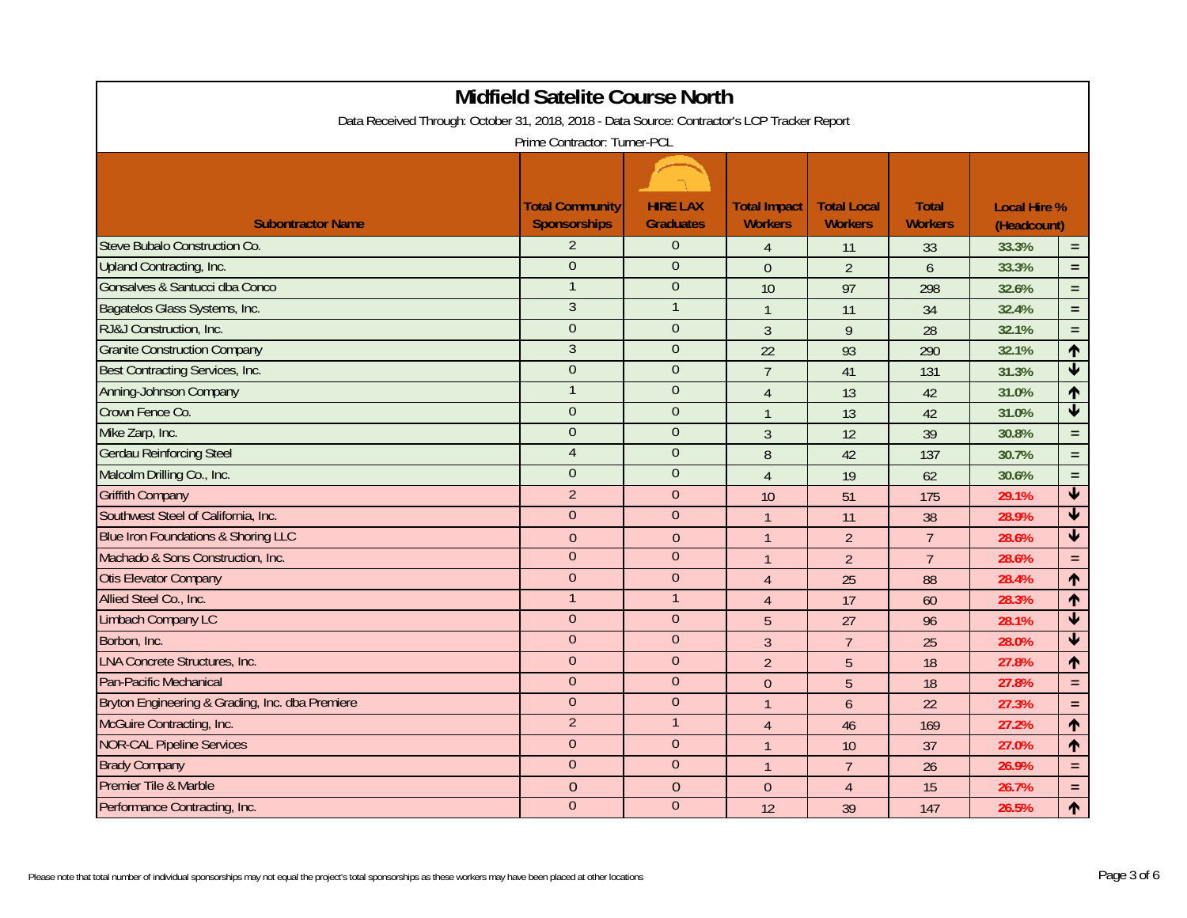# Midfield Satelite Course North

Data Received Through: October 31, 2018, 2018 - Data Source: Contractor's LCP Tracker Report

Prime Contractor: Turner-PCL

| Subontractor Name | Total Community Sponsorships | HIRE LAX Graduates | Total Impact Workers | Total Local Workers | Total Workers | Local Hire % (Headcount) | |
|---|---|---|---|---|---|---|---|
| Steve Bubalo Construction Co. | 2 | 0 | 4 | 11 | 33 | 33.3% | = |
| Upland Contracting, Inc. | 0 | 0 | 0 | 2 | 6 | 33.3% | = |
| Gonsalves & Santucci dba Conco | 1 | 0 | 10 | 97 | 298 | 32.6% | = |
| Bagatelos Glass Systems, Inc. | 3 | 1 | 1 | 11 | 34 | 32.4% | = |
| RJ&J Construction, Inc. | 0 | 0 | 3 | 9 | 28 | 32.1% | = |
| Granite Construction Company | 3 | 0 | 22 | 93 | 290 | 32.1% | ↑ |
| Best Contracting Services, Inc. | 0 | 0 | 7 | 41 | 131 | 31.3% | ↓ |
| Anning-Johnson Company | 1 | 0 | 4 | 13 | 42 | 31.0% | ↑ |
| Crown Fence Co. | 0 | 0 | 1 | 13 | 42 | 31.0% | ↓ |
| Mike Zarp, Inc. | 0 | 0 | 3 | 12 | 39 | 30.8% | = |
| Gerdau Reinforcing Steel | 4 | 0 | 8 | 42 | 137 | 30.7% | = |
| Malcolm Drilling Co., Inc. | 0 | 0 | 4 | 19 | 62 | 30.6% | = |
| Griffith Company | 2 | 0 | 10 | 51 | 175 | 29.1% | ↓ |
| Southwest Steel of California, Inc. | 0 | 0 | 1 | 11 | 38 | 28.9% | ↓ |
| Blue Iron Foundations & Shoring LLC | 0 | 0 | 1 | 2 | 7 | 28.6% | ↓ |
| Machado & Sons Construction, Inc. | 0 | 0 | 1 | 2 | 7 | 28.6% | = |
| Otis Elevator Company | 0 | 0 | 4 | 25 | 88 | 28.4% | ↑ |
| Allied Steel Co., Inc. | 1 | 1 | 4 | 17 | 60 | 28.3% | ↑ |
| Limbach Company LC | 0 | 0 | 5 | 27 | 96 | 28.1% | ↓ |
| Borbon, Inc. | 0 | 0 | 3 | 7 | 25 | 28.0% | ↓ |
| LNA Concrete Structures, Inc. | 0 | 0 | 2 | 5 | 18 | 27.8% | ↑ |
| Pan-Pacific Mechanical | 0 | 0 | 0 | 5 | 18 | 27.8% | = |
| Bryton Engineering & Grading, Inc. dba Premiere | 0 | 0 | 1 | 6 | 22 | 27.3% | = |
| McGuire Contracting, Inc. | 2 | 1 | 4 | 46 | 169 | 27.2% | ↑ |
| NOR-CAL Pipeline Services | 0 | 0 | 1 | 10 | 37 | 27.0% | ↑ |
| Brady Company | 0 | 0 | 1 | 7 | 26 | 26.9% | = |
| Premier Tile & Marble | 0 | 0 | 0 | 4 | 15 | 26.7% | = |
| Performance Contracting, Inc. | 0 | 0 | 12 | 39 | 147 | 26.5% | ↑ |

Please note that total number of individual sponsorships may not equal the project's total sponsorships as these workers may have been placed at other locations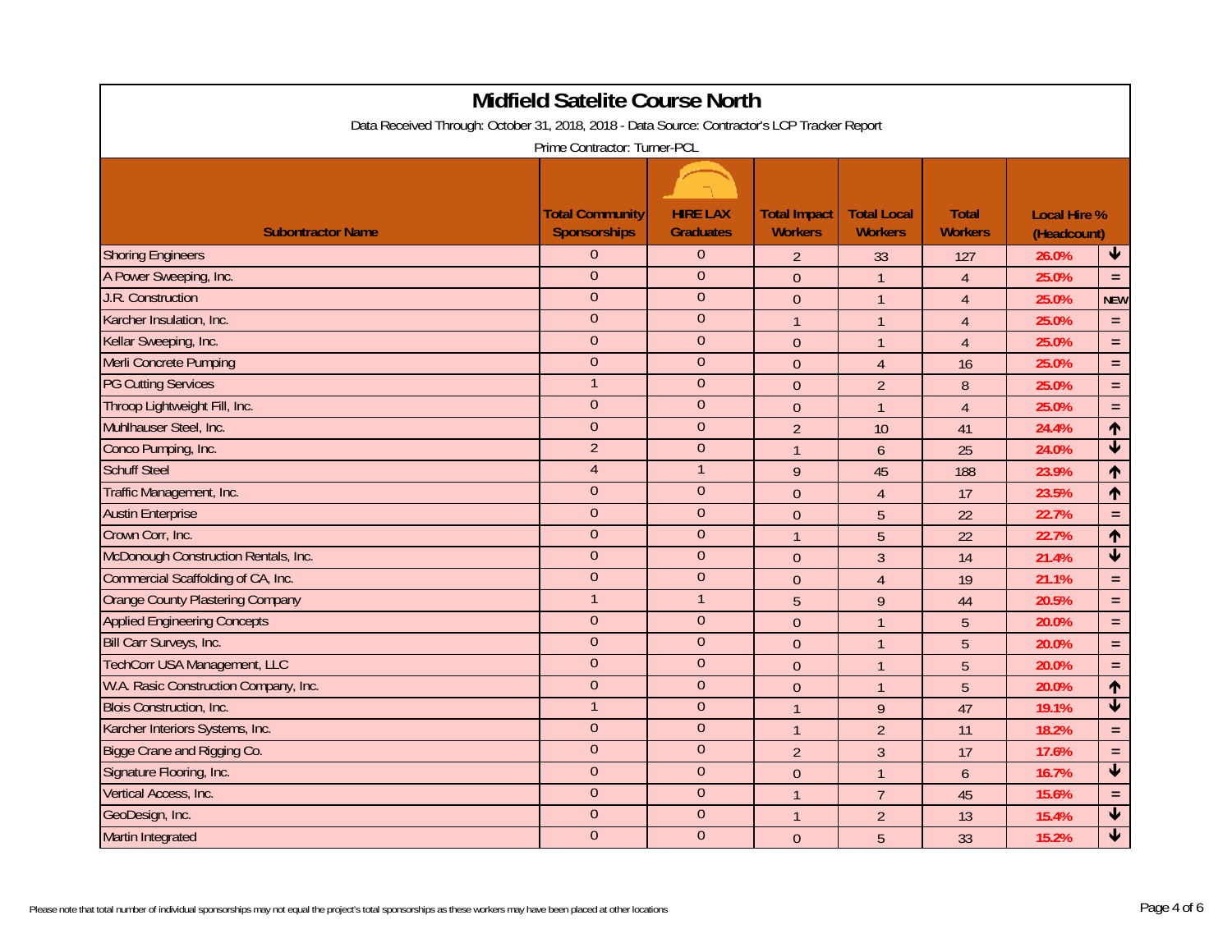# Midfield Satelite Course North

Data Received Through: October 31, 2018, 2018 - Data Source: Contractor's LCP Tracker Report

Prime Contractor: Turner-PCL

| Subontractor Name | Total Community Sponsorships | HIRE LAX Graduates | Total Impact Workers | Total Local Workers | Total Workers | Local Hire % (Headcount) | |
|---|---|---|---|---|---|---|---|
| Shoring Engineers | 0 | 0 | 2 | 33 | 127 | 26.0% | ↓ |
| A Power Sweeping, Inc. | 0 | 0 | 0 | 1 | 4 | 25.0% | = |
| J.R. Construction | 0 | 0 | 0 | 1 | 4 | 25.0% | NEW |
| Karcher Insulation, Inc. | 0 | 0 | 1 | 1 | 4 | 25.0% | = |
| Kellar Sweeping, Inc. | 0 | 0 | 0 | 1 | 4 | 25.0% | = |
| Merli Concrete Pumping | 0 | 0 | 0 | 4 | 16 | 25.0% | = |
| PG Cutting Services | 1 | 0 | 0 | 2 | 8 | 25.0% | = |
| Throop Lightweight Fill, Inc. | 0 | 0 | 0 | 1 | 4 | 25.0% | = |
| Muhlhauser Steel, Inc. | 0 | 0 | 2 | 10 | 41 | 24.4% | ↑ |
| Conco Pumping, Inc. | 2 | 0 | 1 | 6 | 25 | 24.0% | ↓ |
| Schuff Steel | 4 | 1 | 9 | 45 | 188 | 23.9% | ↑ |
| Traffic Management, Inc. | 0 | 0 | 0 | 4 | 17 | 23.5% | ↑ |
| Austin Enterprise | 0 | 0 | 0 | 5 | 22 | 22.7% | = |
| Crown Corr, Inc. | 0 | 0 | 1 | 5 | 22 | 22.7% | ↑ |
| McDonough Construction Rentals, Inc. | 0 | 0 | 0 | 3 | 14 | 21.4% | ↓ |
| Commercial Scaffolding of CA, Inc. | 0 | 0 | 0 | 4 | 19 | 21.1% | = |
| Orange County Plastering Company | 1 | 1 | 5 | 9 | 44 | 20.5% | = |
| Applied Engineering Concepts | 0 | 0 | 0 | 1 | 5 | 20.0% | = |
| Bill Carr Surveys, Inc. | 0 | 0 | 0 | 1 | 5 | 20.0% | = |
| TechCorr USA Management, LLC | 0 | 0 | 0 | 1 | 5 | 20.0% | = |
| W.A. Rasic Construction Company, Inc. | 0 | 0 | 0 | 1 | 5 | 20.0% | ↑ |
| Blois Construction, Inc. | 1 | 0 | 1 | 9 | 47 | 19.1% | ↓ |
| Karcher Interiors Systems, Inc. | 0 | 0 | 1 | 2 | 11 | 18.2% | = |
| Bigge Crane and Rigging Co. | 0 | 0 | 2 | 3 | 17 | 17.6% | = |
| Signature Flooring, Inc. | 0 | 0 | 0 | 1 | 6 | 16.7% | ↓ |
| Vertical Access, Inc. | 0 | 0 | 1 | 7 | 45 | 15.6% | = |
| GeoDesign, Inc. | 0 | 0 | 1 | 2 | 13 | 15.4% | ↓ |
| Martin Integrated | 0 | 0 | 0 | 5 | 33 | 15.2% | ↓ |

Please note that total number of individual sponsorships may not equal the project's total sponsorships as these workers may have been placed at other locations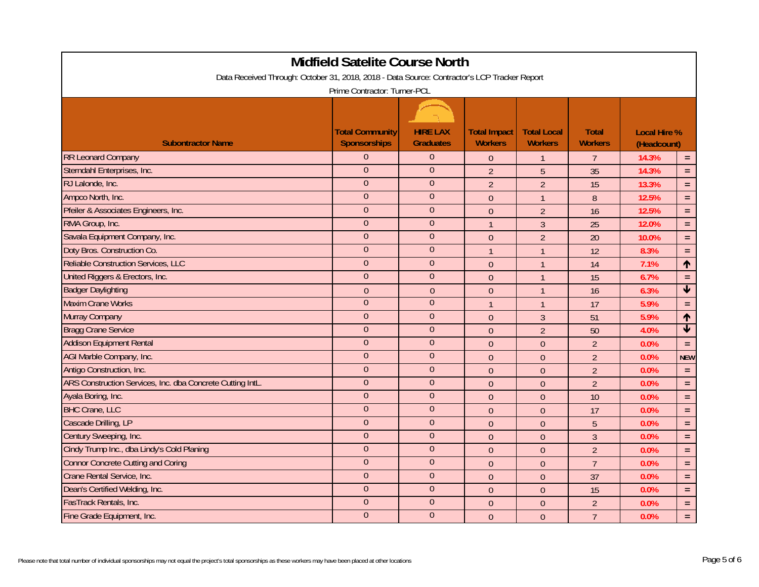# Midfield Satelite Course North

Data Received Through: October 31, 2018, 2018 - Data Source: Contractor's LCP Tracker Report

Prime Contractor: Turner-PCL

| Subontractor Name | Total Community Sponsorships | HIRE LAX Graduates | Total Impact Workers | Total Local Workers | Total Workers | Local Hire % (Headcount) | |
|---|---|---|---|---|---|---|---|
| RR Leonard Company | 0 | 0 | 0 | 1 | 7 | 14.3% | = |
| Sterndahl Enterprises, Inc. | 0 | 0 | 2 | 5 | 35 | 14.3% | = |
| RJ Lalonde, Inc. | 0 | 0 | 2 | 2 | 15 | 13.3% | = |
| Ampco North, Inc. | 0 | 0 | 0 | 1 | 8 | 12.5% | = |
| Pfeiler & Associates Engineers, Inc. | 0 | 0 | 0 | 2 | 16 | 12.5% | = |
| RMA Group, Inc. | 0 | 0 | 1 | 3 | 25 | 12.0% | = |
| Savala Equipment Company, Inc. | 0 | 0 | 0 | 2 | 20 | 10.0% | = |
| Doty Bros. Construction Co. | 0 | 0 | 1 | 1 | 12 | 8.3% | = |
| Reliable Construction Services, LLC | 0 | 0 | 0 | 1 | 14 | 7.1% | ↑ |
| United Riggers & Erectors, Inc. | 0 | 0 | 0 | 1 | 15 | 6.7% | = |
| Badger Daylighting | 0 | 0 | 0 | 1 | 16 | 6.3% | ↓ |
| Maxim Crane Works | 0 | 0 | 1 | 1 | 17 | 5.9% | = |
| Murray Company | 0 | 0 | 0 | 3 | 51 | 5.9% | ↑ |
| Bragg Crane Service | 0 | 0 | 0 | 2 | 50 | 4.0% | ↓ |
| Addison Equipment Rental | 0 | 0 | 0 | 0 | 2 | 0.0% | = |
| AGI Marble Company, Inc. | 0 | 0 | 0 | 0 | 2 | 0.0% | NEW |
| Antigo Construction, Inc. | 0 | 0 | 0 | 0 | 2 | 0.0% | = |
| ARS Construction Services, Inc. dba Concrete Cutting IntL. | 0 | 0 | 0 | 0 | 2 | 0.0% | = |
| Ayala Boring, Inc. | 0 | 0 | 0 | 0 | 10 | 0.0% | = |
| BHC Crane, LLC | 0 | 0 | 0 | 0 | 17 | 0.0% | = |
| Cascade Drilling, LP | 0 | 0 | 0 | 0 | 5 | 0.0% | = |
| Century Sweeping, Inc. | 0 | 0 | 0 | 0 | 3 | 0.0% | = |
| Cindy Trump Inc., dba Lindy's Cold Planing | 0 | 0 | 0 | 0 | 2 | 0.0% | = |
| Connor Concrete Cutting and Coring | 0 | 0 | 0 | 0 | 7 | 0.0% | = |
| Crane Rental Service, Inc. | 0 | 0 | 0 | 0 | 37 | 0.0% | = |
| Dean's Certified Welding, Inc. | 0 | 0 | 0 | 0 | 15 | 0.0% | = |
| FasTrack Rentals, Inc. | 0 | 0 | 0 | 0 | 2 | 0.0% | = |
| Fine Grade Equipment, Inc. | 0 | 0 | 0 | 0 | 7 | 0.0% | = |

Please note that total number of individual sponsorships may not equal the project's total sponsorships as these workers may have been placed at other locations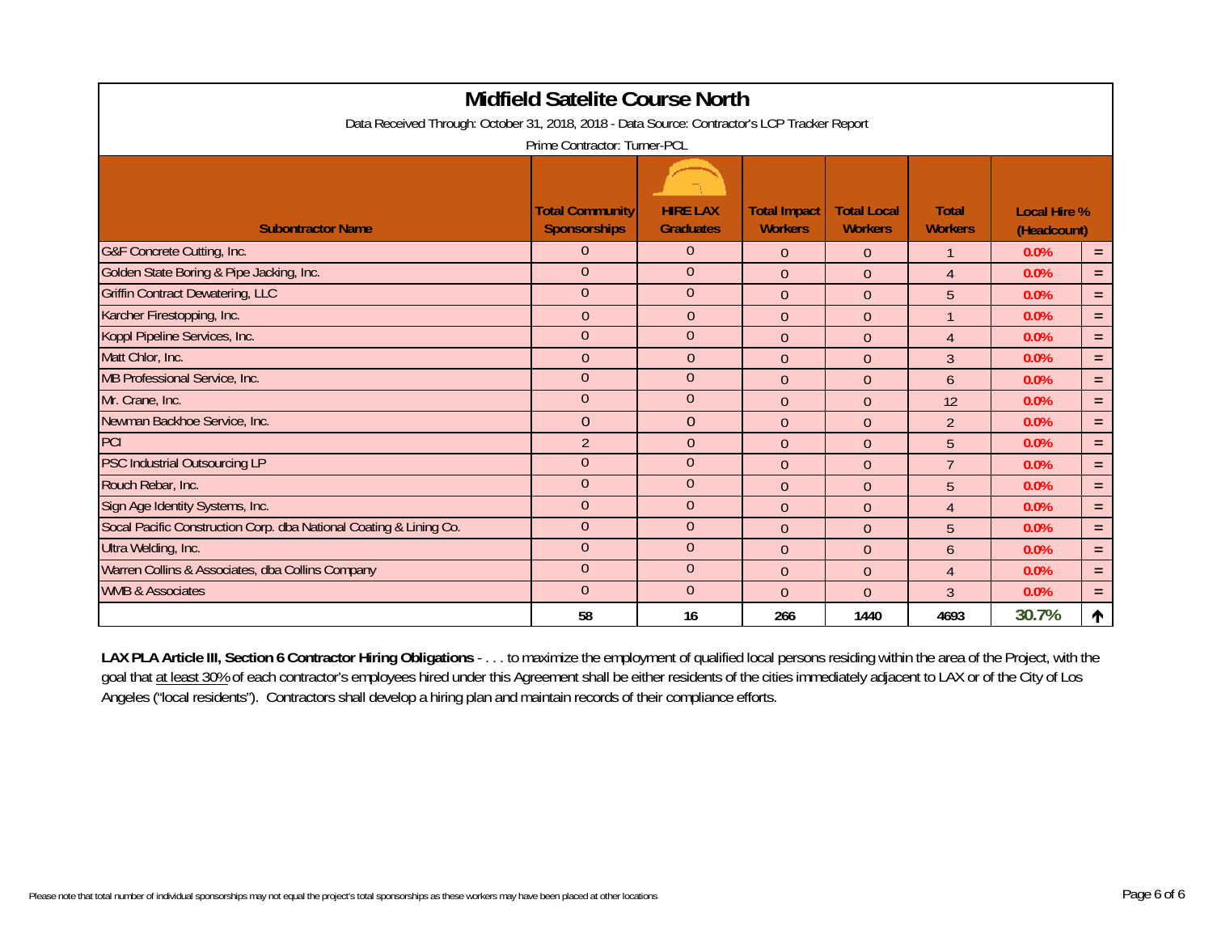# Midfield Satelite Course North

Data Received Through: October 31, 2018, 2018 - Data Source: Contractor's LCP Tracker Report

Prime Contractor: Turner-PCL

| Subontractor Name | Total Community Sponsorships | HIRE LAX Graduates | Total Impact Workers | Total Local Workers | Total Workers | Local Hire % (Headcount) | |
|---|---|---|---|---|---|---|---|
| G&F Concrete Cutting, Inc. | 0 | 0 | 0 | 0 | 1 | 0.0% | = |
| Golden State Boring & Pipe Jacking, Inc. | 0 | 0 | 0 | 0 | 4 | 0.0% | = |
| Griffin Contract Dewatering, LLC | 0 | 0 | 0 | 0 | 5 | 0.0% | = |
| Karcher Firestopping, Inc. | 0 | 0 | 0 | 0 | 1 | 0.0% | = |
| Koppl Pipeline Services, Inc. | 0 | 0 | 0 | 0 | 4 | 0.0% | = |
| Matt Chlor, Inc. | 0 | 0 | 0 | 0 | 3 | 0.0% | = |
| MB Professional Service, Inc. | 0 | 0 | 0 | 0 | 6 | 0.0% | = |
| Mr. Crane, Inc. | 0 | 0 | 0 | 0 | 12 | 0.0% | = |
| Newman Backhoe Service, Inc. | 0 | 0 | 0 | 0 | 2 | 0.0% | = |
| PCI | 2 | 0 | 0 | 0 | 5 | 0.0% | = |
| PSC Industrial Outsourcing LP | 0 | 0 | 0 | 0 | 7 | 0.0% | = |
| Rouch Rebar, Inc. | 0 | 0 | 0 | 0 | 5 | 0.0% | = |
| Sign Age Identity Systems, Inc. | 0 | 0 | 0 | 0 | 4 | 0.0% | = |
| Socal Pacific Construction Corp. dba National Coating & Lining Co. | 0 | 0 | 0 | 0 | 5 | 0.0% | = |
| Ultra Welding, Inc. | 0 | 0 | 0 | 0 | 6 | 0.0% | = |
| Warren Collins & Associates, dba Collins Company | 0 | 0 | 0 | 0 | 4 | 0.0% | = |
| WMB & Associates | 0 | 0 | 0 | 0 | 3 | 0.0% | = |
| | 58 | 16 | 266 | 1440 | 4693 | 30.7% | ↑ |

**LAX PLA Article III, Section 6 Contractor Hiring Obligations** - . . . to maximize the employment of qualified local persons residing within the area of the Project, with the goal that at least 30% of each contractor's employees hired under this Agreement shall be either residents of the cities immediately adjacent to LAX or of the City of Los Angeles ("local residents"). Contractors shall develop a hiring plan and maintain records of their compliance efforts.

Please note that total number of individual sponsorships may not equal the project's total sponsorships as these workers may have been placed at other locations